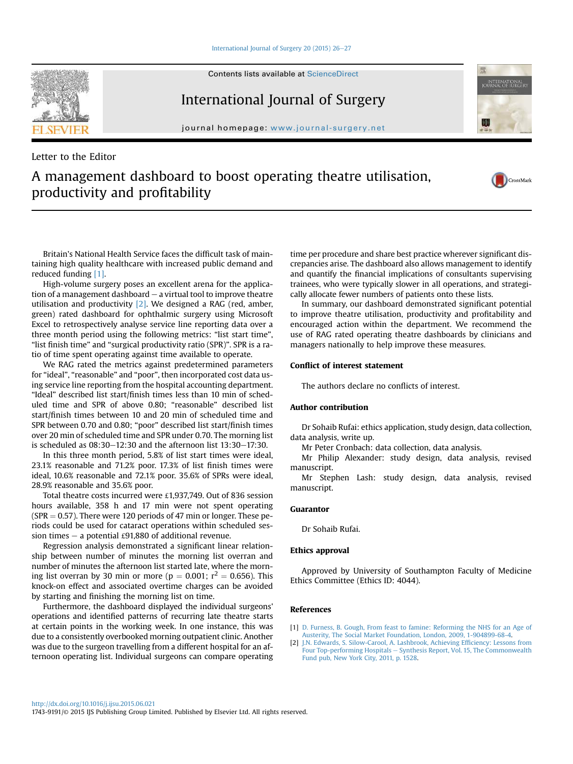Contents lists available at ScienceDirect

# International Journal of Surgery

journal homepage: www.journal-surgery.net

Letter to the Editor

# A management dashboard to boost operating theatre utilisation, productivity and profitability

Britain's National Health Service faces the difficult task of maintaining high quality healthcare with increased public demand and reduced funding [1].

High-volume surgery poses an excellent arena for the application of a management dashboard – a virtual tool to improve theatre utilisation and productivity [2]. We designed a RAG (red, amber, green) rated dashboard for ophthalmic surgery using Microsoft Excel to retrospectively analyse service line reporting data over a three month period using the following metrics: "list start time", "list finish time" and "surgical productivity ratio (SPR)". SPR is a ratio of time spent operating against time available to operate.

We RAG rated the metrics against predetermined parameters for "ideal", "reasonable" and "poor", then incorporated cost data using service line reporting from the hospital accounting department. "Ideal" described list start/finish times less than 10 min of scheduled time and SPR of above 0.80; "reasonable" described list start/finish times between 10 and 20 min of scheduled time and SPR between 0.70 and 0.80; "poor" described list start/finish times over 20 min of scheduled time and SPR under 0.70. The morning list is scheduled as 08:30–12:30 and the afternoon list 13:30–17:30.

In this three month period, 5.8% of list start times were ideal, 23.1% reasonable and 71.2% poor. 17.3% of list finish times were ideal, 10.6% reasonable and 72.1% poor. 35.6% of SPRs were ideal, 28.9% reasonable and 35.6% poor.

Total theatre costs incurred were £1,937,749. Out of 836 session hours available, 358 h and 17 min were not spent operating (SPR = 0.57). There were 120 periods of 47 min or longer. These periods could be used for cataract operations within scheduled session times – a potential £91,880 of additional revenue.

Regression analysis demonstrated a significant linear relationship between number of minutes the morning list overran and number of minutes the afternoon list started late, where the morning list overran by 30 min or more ($p = 0.001$; $r^2 = 0.656$). This knock-on effect and associated overtime charges can be avoided by starting and finishing the morning list on time.

Furthermore, the dashboard displayed the individual surgeons' operations and identified patterns of recurring late theatre starts at certain points in the working week. In one instance, this was due to a consistently overbooked morning outpatient clinic. Another was due to the surgeon travelling from a different hospital for an afternoon operating list. Individual surgeons can compare operating time per procedure and share best practice wherever significant discrepancies arise. The dashboard also allows management to identify and quantify the financial implications of consultants supervising trainees, who were typically slower in all operations, and strategically allocate fewer numbers of patients onto these lists.

In summary, our dashboard demonstrated significant potential to improve theatre utilisation, productivity and profitability and encouraged action within the department. We recommend the use of RAG rated operating theatre dashboards by clinicians and managers nationally to help improve these measures.

### Conflict of interest statement

The authors declare no conflicts of interest.

### Author contribution

Dr Sohaib Rufai: ethics application, study design, data collection, data analysis, write up.

Mr Peter Cronbach: data collection, data analysis.

Mr Philip Alexander: study design, data analysis, revised manuscript.

Mr Stephen Lash: study design, data analysis, revised manuscript.

### Guarantor

Dr Sohaib Rufai.

### Ethics approval

Approved by University of Southampton Faculty of Medicine Ethics Committee (Ethics ID: 4044).

### References

[1] D. Furness, B. Gough, From feast to famine: Reforming the NHS for an Age of Austerity, The Social Market Foundation, London, 2009, 1-904899-68-4.

[2] J.N. Edwards, S. Silow-Carool, A. Lashbrook, Achieving Efficiency: Lessons from Four Top-performing Hospitals – Synthesis Report, Vol. 15, The Commonwealth Fund pub, New York City, 2011, p. 1528.

http://dx.doi.org/10.1016/j.ijsu.2015.06.021

1743-9191/© 2015 IJS Publishing Group Limited. Published by Elsevier Ltd. All rights reserved.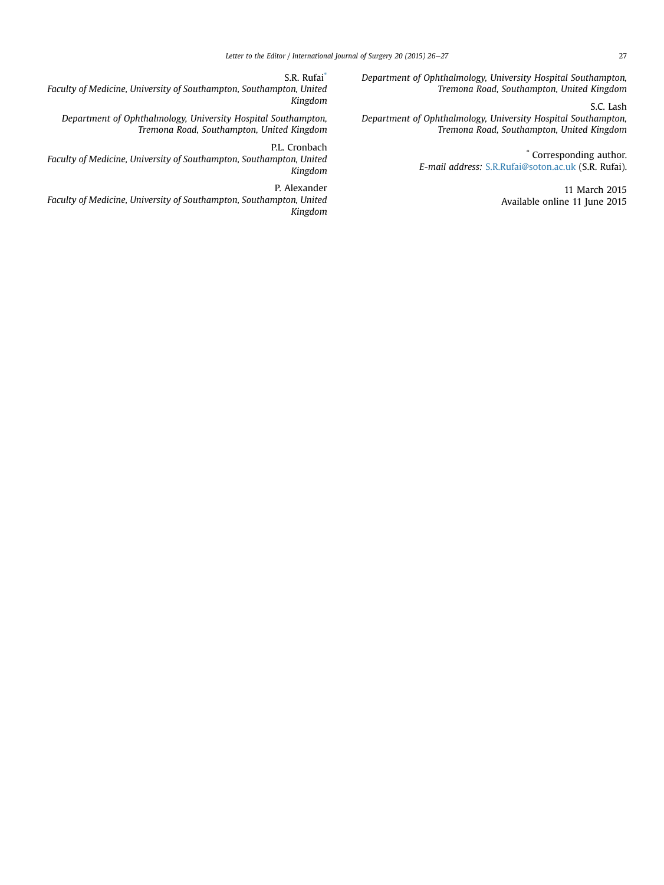S.R. Rufai*

*Faculty of Medicine, University of Southampton, Southampton, United Kingdom*

*Department of Ophthalmology, University Hospital Southampton, Tremona Road, Southampton, United Kingdom*

P.L. Cronbach

*Faculty of Medicine, University of Southampton, Southampton, United Kingdom*

P. Alexander

*Faculty of Medicine, University of Southampton, Southampton, United Kingdom*

*Department of Ophthalmology, University Hospital Southampton, Tremona Road, Southampton, United Kingdom*

S.C. Lash

*Department of Ophthalmology, University Hospital Southampton, Tremona Road, Southampton, United Kingdom*

* Corresponding author.
*E-mail address:* S.R.Rufai@soton.ac.uk (S.R. Rufai).

11 March 2015
Available online 11 June 2015